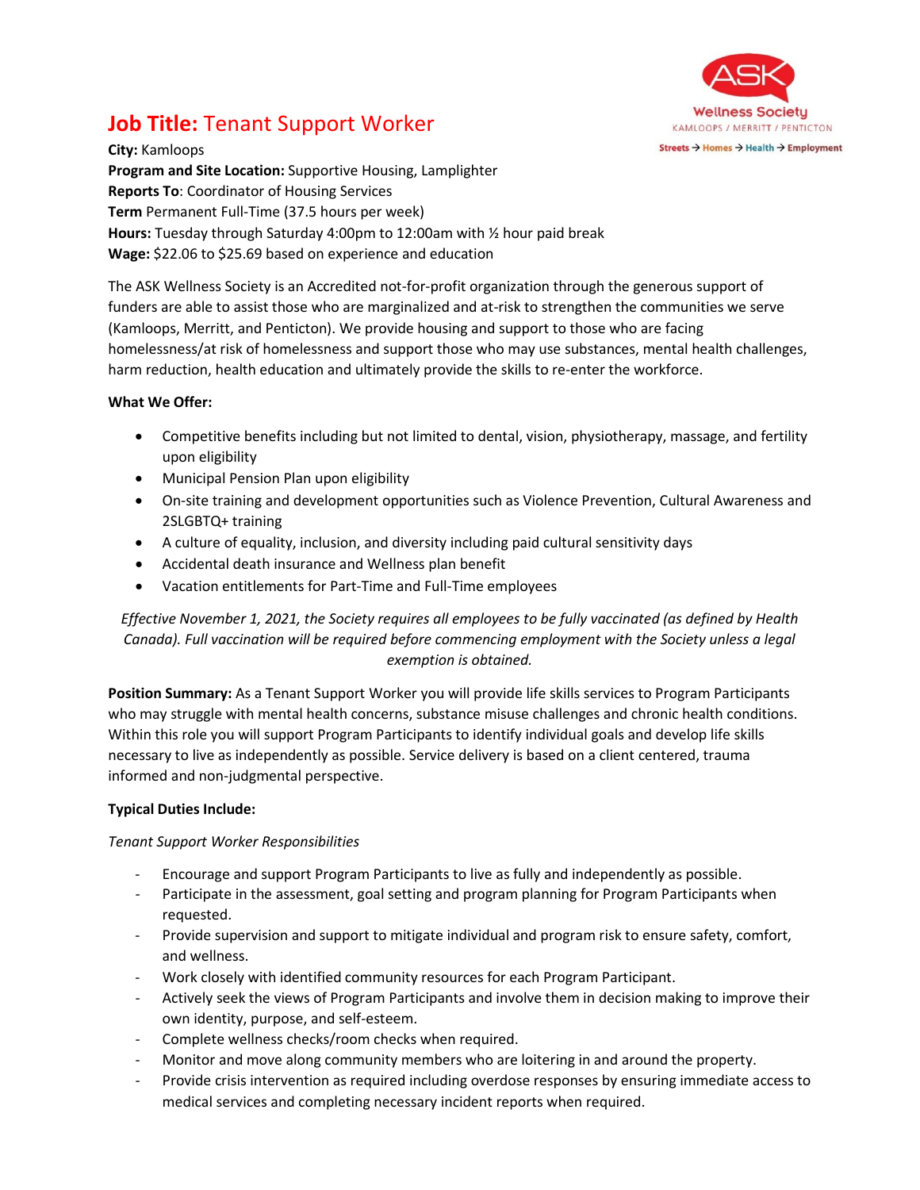# **Job Title:** Tenant Support Worker

**City:** Kamloops
**Program and Site Location:** Supportive Housing, Lamplighter
**Reports To**: Coordinator of Housing Services
**Term** Permanent Full-Time (37.5 hours per week)
**Hours:** Tuesday through Saturday 4:00pm to 12:00am with ½ hour paid break
**Wage:** $22.06 to $25.69 based on experience and education

The ASK Wellness Society is an Accredited not-for-profit organization through the generous support of funders are able to assist those who are marginalized and at-risk to strengthen the communities we serve (Kamloops, Merritt, and Penticton). We provide housing and support to those who are facing homelessness/at risk of homelessness and support those who may use substances, mental health challenges, harm reduction, health education and ultimately provide the skills to re-enter the workforce.

**What We Offer:**

- Competitive benefits including but not limited to dental, vision, physiotherapy, massage, and fertility upon eligibility
- Municipal Pension Plan upon eligibility
- On-site training and development opportunities such as Violence Prevention, Cultural Awareness and 2SLGBTQ+ training
- A culture of equality, inclusion, and diversity including paid cultural sensitivity days
- Accidental death insurance and Wellness plan benefit
- Vacation entitlements for Part-Time and Full-Time employees

*Effective November 1, 2021, the Society requires all employees to be fully vaccinated (as defined by Health Canada). Full vaccination will be required before commencing employment with the Society unless a legal exemption is obtained.*

**Position Summary:** As a Tenant Support Worker you will provide life skills services to Program Participants who may struggle with mental health concerns, substance misuse challenges and chronic health conditions. Within this role you will support Program Participants to identify individual goals and develop life skills necessary to live as independently as possible. Service delivery is based on a client centered, trauma informed and non-judgmental perspective.

**Typical Duties Include:**

*Tenant Support Worker Responsibilities*

- Encourage and support Program Participants to live as fully and independently as possible.
- Participate in the assessment, goal setting and program planning for Program Participants when requested.
- Provide supervision and support to mitigate individual and program risk to ensure safety, comfort, and wellness.
- Work closely with identified community resources for each Program Participant.
- Actively seek the views of Program Participants and involve them in decision making to improve their own identity, purpose, and self-esteem.
- Complete wellness checks/room checks when required.
- Monitor and move along community members who are loitering in and around the property.
- Provide crisis intervention as required including overdose responses by ensuring immediate access to medical services and completing necessary incident reports when required.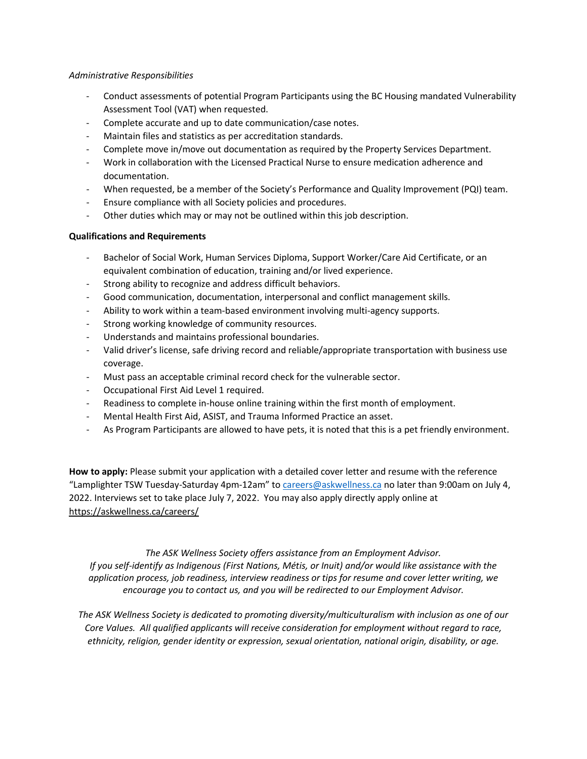*Administrative Responsibilities*

- Conduct assessments of potential Program Participants using the BC Housing mandated Vulnerability Assessment Tool (VAT) when requested.
- Complete accurate and up to date communication/case notes.
- Maintain files and statistics as per accreditation standards.
- Complete move in/move out documentation as required by the Property Services Department.
- Work in collaboration with the Licensed Practical Nurse to ensure medication adherence and documentation.
- When requested, be a member of the Society's Performance and Quality Improvement (PQI) team.
- Ensure compliance with all Society policies and procedures.
- Other duties which may or may not be outlined within this job description.

**Qualifications and Requirements**

- Bachelor of Social Work, Human Services Diploma, Support Worker/Care Aid Certificate, or an equivalent combination of education, training and/or lived experience.
- Strong ability to recognize and address difficult behaviors.
- Good communication, documentation, interpersonal and conflict management skills.
- Ability to work within a team-based environment involving multi-agency supports.
- Strong working knowledge of community resources.
- Understands and maintains professional boundaries.
- Valid driver's license, safe driving record and reliable/appropriate transportation with business use coverage.
- Must pass an acceptable criminal record check for the vulnerable sector.
- Occupational First Aid Level 1 required.
- Readiness to complete in-house online training within the first month of employment.
- Mental Health First Aid, ASIST, and Trauma Informed Practice an asset.
- As Program Participants are allowed to have pets, it is noted that this is a pet friendly environment.

**How to apply:** Please submit your application with a detailed cover letter and resume with the reference "Lamplighter TSW Tuesday-Saturday 4pm-12am" to careers@askwellness.ca no later than 9:00am on July 4, 2022. Interviews set to take place July 7, 2022. You may also apply directly apply online at https://askwellness.ca/careers/

*The ASK Wellness Society offers assistance from an Employment Advisor. If you self-identify as Indigenous (First Nations, Métis, or Inuit) and/or would like assistance with the application process, job readiness, interview readiness or tips for resume and cover letter writing, we encourage you to contact us, and you will be redirected to our Employment Advisor.*

*The ASK Wellness Society is dedicated to promoting diversity/multiculturalism with inclusion as one of our Core Values. All qualified applicants will receive consideration for employment without regard to race, ethnicity, religion, gender identity or expression, sexual orientation, national origin, disability, or age.*